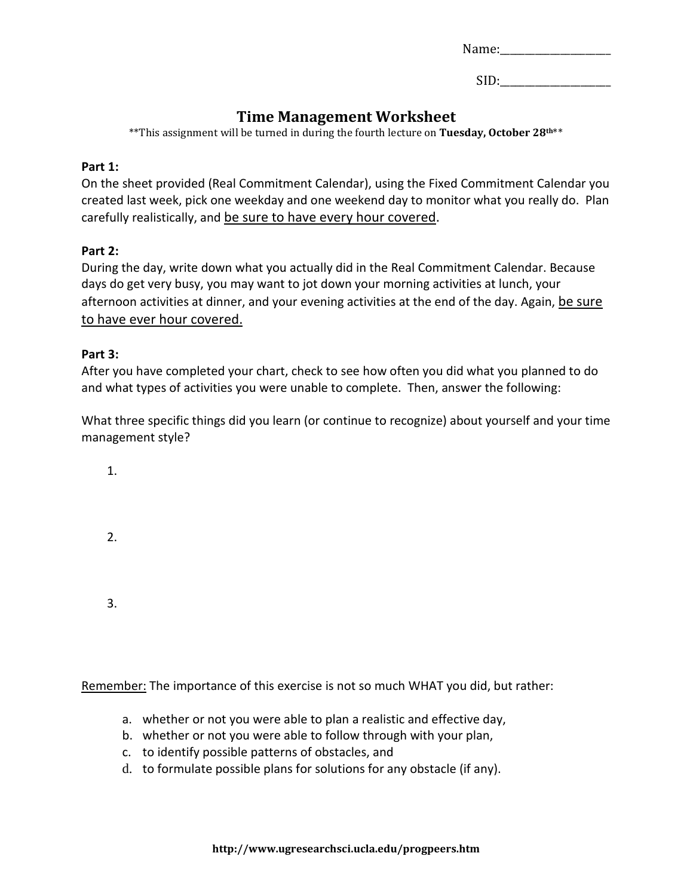Name:____________________

SID:____________________

# Time Management Worksheet

**This assignment will be turned in during the fourth lecture on **Tuesday, October 28th****

**Part 1:**
On the sheet provided (Real Commitment Calendar), using the Fixed Commitment Calendar you created last week, pick one weekday and one weekend day to monitor what you really do. Plan carefully realistically, and <u>be sure to have every hour covered</u>.

**Part 2:**
During the day, write down what you actually did in the Real Commitment Calendar. Because days do get very busy, you may want to jot down your morning activities at lunch, your afternoon activities at dinner, and your evening activities at the end of the day. Again, <u>be sure to have ever hour covered.</u>

**Part 3:**
After you have completed your chart, check to see how often you did what you planned to do and what types of activities you were unable to complete. Then, answer the following:

What three specific things did you learn (or continue to recognize) about yourself and your time management style?

1.

2.

3.

<u>Remember:</u> The importance of this exercise is not so much WHAT you did, but rather:

a. whether or not you were able to plan a realistic and effective day,
b. whether or not you were able to follow through with your plan,
c. to identify possible patterns of obstacles, and
d. to formulate possible plans for solutions for any obstacle (if any).

**http://www.ugresearchsci.ucla.edu/progpeers.htm**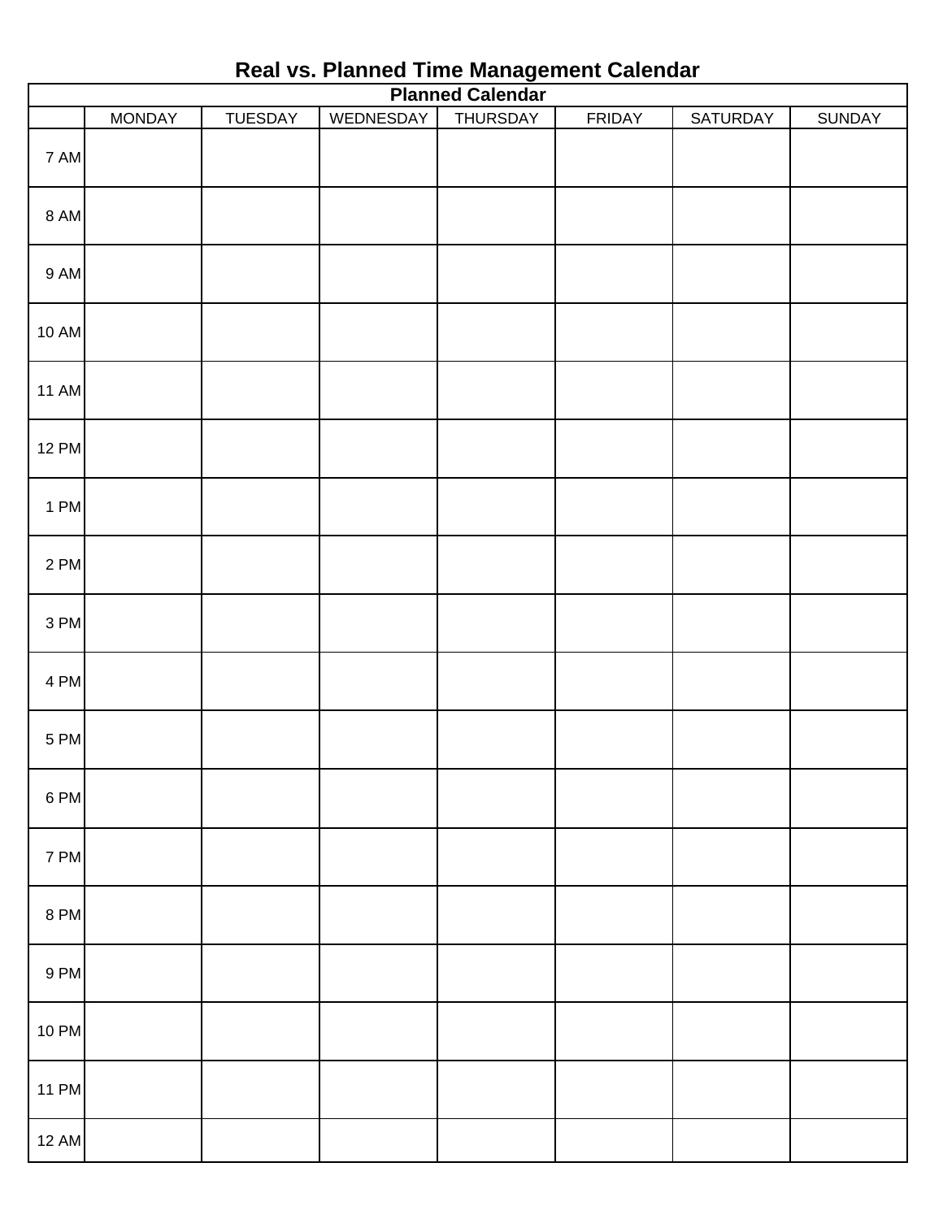# Real vs. Planned Time Management Calendar

| Planned Calendar | | | | | | | |
|---|---|---|---|---|---|---|---|
| | MONDAY | TUESDAY | WEDNESDAY | THURSDAY | FRIDAY | SATURDAY | SUNDAY |
| 7 AM | | | | | | | |
| 8 AM | | | | | | | |
| 9 AM | | | | | | | |
| 10 AM | | | | | | | |
| 11 AM | | | | | | | |
| 12 PM | | | | | | | |
| 1 PM | | | | | | | |
| 2 PM | | | | | | | |
| 3 PM | | | | | | | |
| 4 PM | | | | | | | |
| 5 PM | | | | | | | |
| 6 PM | | | | | | | |
| 7 PM | | | | | | | |
| 8 PM | | | | | | | |
| 9 PM | | | | | | | |
| 10 PM | | | | | | | |
| 11 PM | | | | | | | |
| 12 AM | | | | | | | |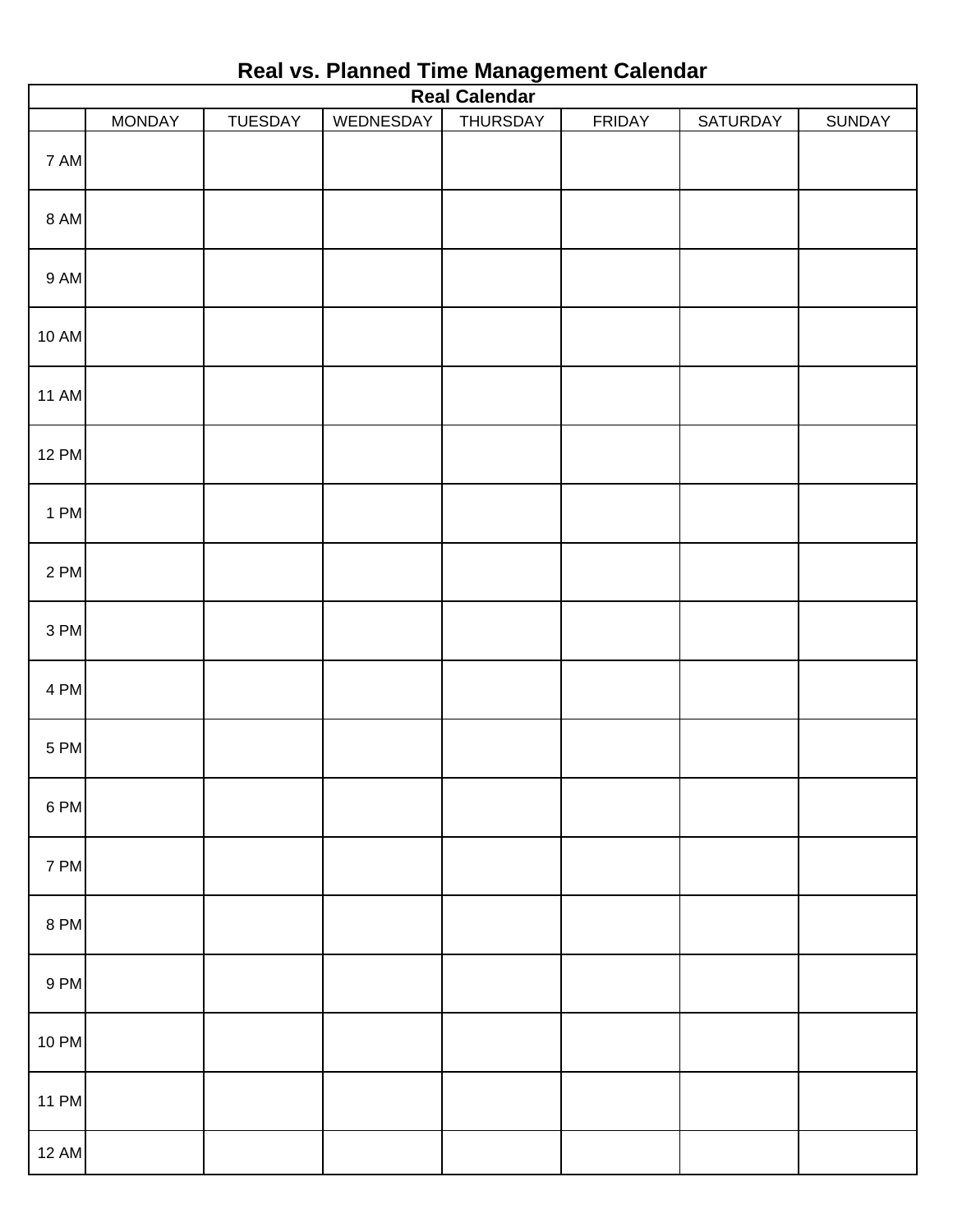# Real vs. Planned Time Management Calendar

## Real Calendar

| | MONDAY | TUESDAY | WEDNESDAY | THURSDAY | FRIDAY | SATURDAY | SUNDAY |
|---|---|---|---|---|---|---|---|
| 7 AM | | | | | | | |
| 8 AM | | | | | | | |
| 9 AM | | | | | | | |
| 10 AM | | | | | | | |
| 11 AM | | | | | | | |
| 12 PM | | | | | | | |
| 1 PM | | | | | | | |
| 2 PM | | | | | | | |
| 3 PM | | | | | | | |
| 4 PM | | | | | | | |
| 5 PM | | | | | | | |
| 6 PM | | | | | | | |
| 7 PM | | | | | | | |
| 8 PM | | | | | | | |
| 9 PM | | | | | | | |
| 10 PM | | | | | | | |
| 11 PM | | | | | | | |
| 12 AM | | | | | | | |